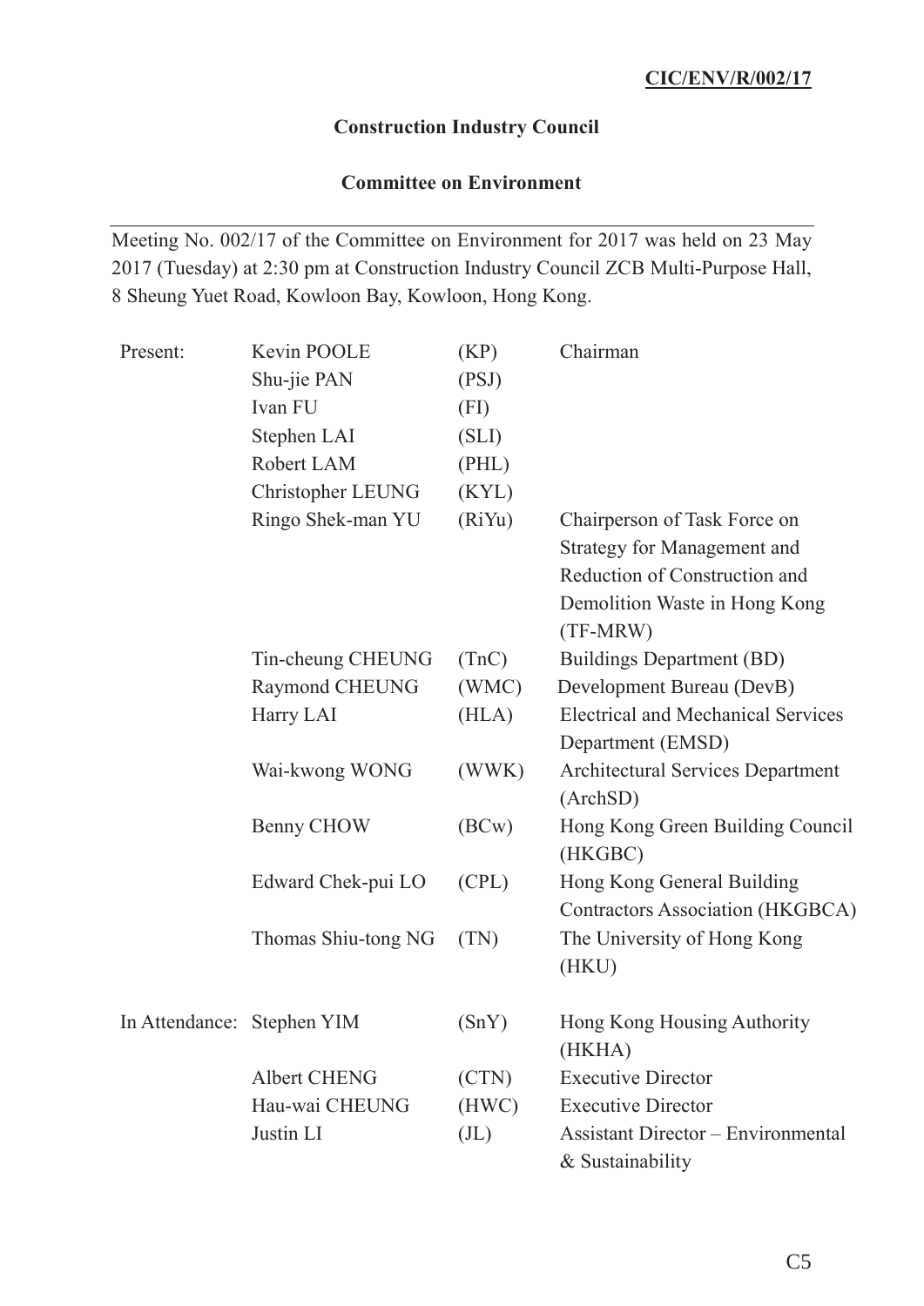**CIC/ENV/R/002/17**

**Construction Industry Council**

**Committee on Environment**

Meeting No. 002/17 of the Committee on Environment for 2017 was held on 23 May 2017 (Tuesday) at 2:30 pm at Construction Industry Council ZCB Multi-Purpose Hall, 8 Sheung Yuet Road, Kowloon Bay, Kowloon, Hong Kong.

| | | | |
|---|---|---|---|
| Present: | Kevin POOLE | (KP) | Chairman |
| | Shu-jie PAN | (PSJ) | |
| | Ivan FU | (FI) | |
| | Stephen LAI | (SLI) | |
| | Robert LAM | (PHL) | |
| | Christopher LEUNG | (KYL) | |
| | Ringo Shek-man YU | (RiYu) | Chairperson of Task Force on Strategy for Management and Reduction of Construction and Demolition Waste in Hong Kong (TF-MRW) |
| | Tin-cheung CHEUNG | (TnC) | Buildings Department (BD) |
| | Raymond CHEUNG | (WMC) | Development Bureau (DevB) |
| | Harry LAI | (HLA) | Electrical and Mechanical Services Department (EMSD) |
| | Wai-kwong WONG | (WWK) | Architectural Services Department (ArchSD) |
| | Benny CHOW | (BCw) | Hong Kong Green Building Council (HKGBC) |
| | Edward Chek-pui LO | (CPL) | Hong Kong General Building Contractors Association (HKGBCA) |
| | Thomas Shiu-tong NG | (TN) | The University of Hong Kong (HKU) |
| In Attendance: | Stephen YIM | (SnY) | Hong Kong Housing Authority (HKHA) |
| | Albert CHENG | (CTN) | Executive Director |
| | Hau-wai CHEUNG | (HWC) | Executive Director |
| | Justin LI | (JL) | Assistant Director – Environmental & Sustainability |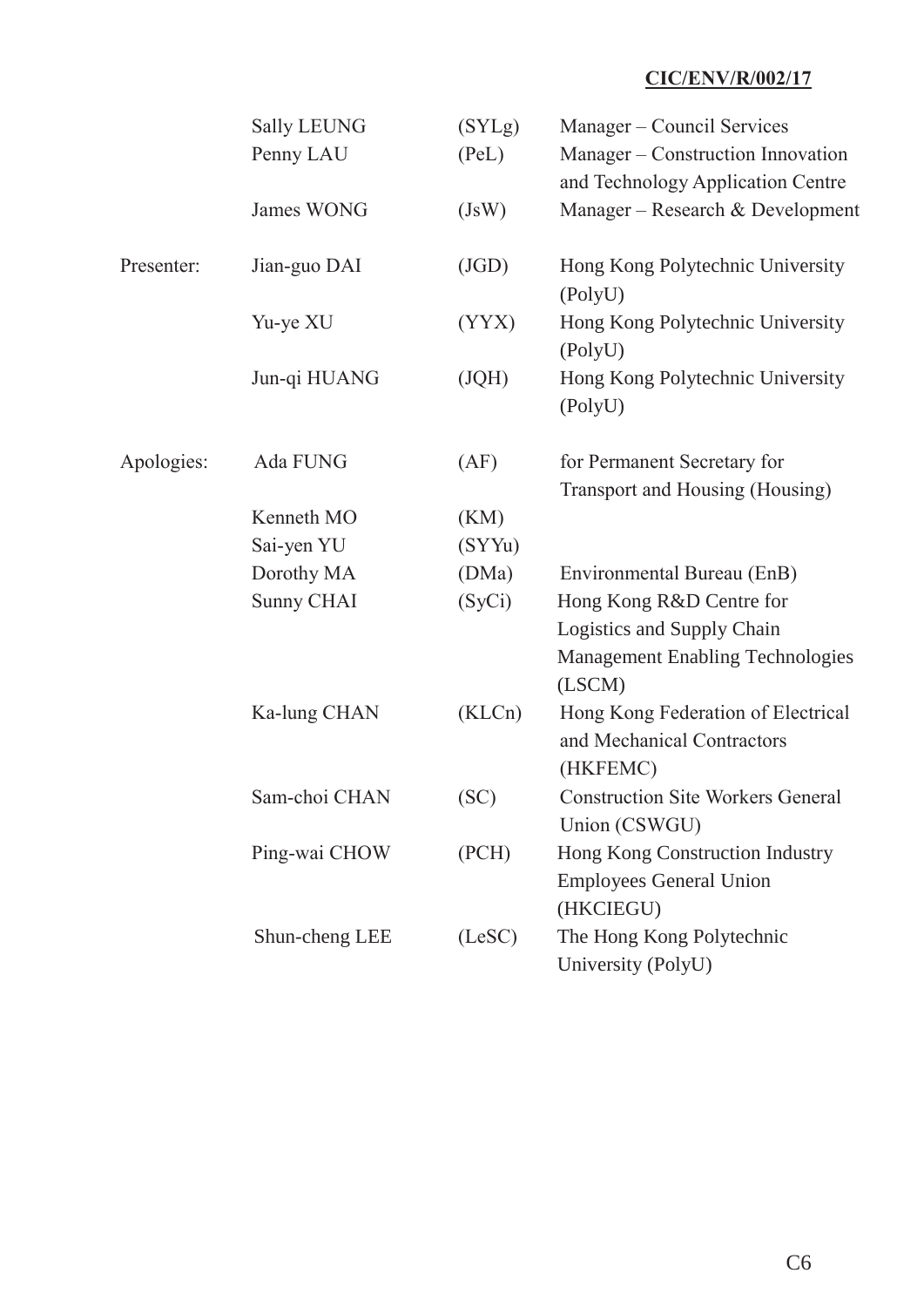**CIC/ENV/R/002/17**

| | | | |
|---|---|---|---|
| | Sally LEUNG | (SYLg) | Manager – Council Services |
| | Penny LAU | (PeL) | Manager – Construction Innovation and Technology Application Centre |
| | James WONG | (JsW) | Manager – Research & Development |
| Presenter: | Jian-guo DAI | (JGD) | Hong Kong Polytechnic University (PolyU) |
| | Yu-ye XU | (YYX) | Hong Kong Polytechnic University (PolyU) |
| | Jun-qi HUANG | (JQH) | Hong Kong Polytechnic University (PolyU) |
| Apologies: | Ada FUNG | (AF) | for Permanent Secretary for Transport and Housing (Housing) |
| | Kenneth MO | (KM) | |
| | Sai-yen YU | (SYYu) | |
| | Dorothy MA | (DMa) | Environmental Bureau (EnB) |
| | Sunny CHAI | (SyCi) | Hong Kong R&D Centre for Logistics and Supply Chain Management Enabling Technologies (LSCM) |
| | Ka-lung CHAN | (KLCn) | Hong Kong Federation of Electrical and Mechanical Contractors (HKFEMC) |
| | Sam-choi CHAN | (SC) | Construction Site Workers General Union (CSWGU) |
| | Ping-wai CHOW | (PCH) | Hong Kong Construction Industry Employees General Union (HKCIEGU) |
| | Shun-cheng LEE | (LeSC) | The Hong Kong Polytechnic University (PolyU) |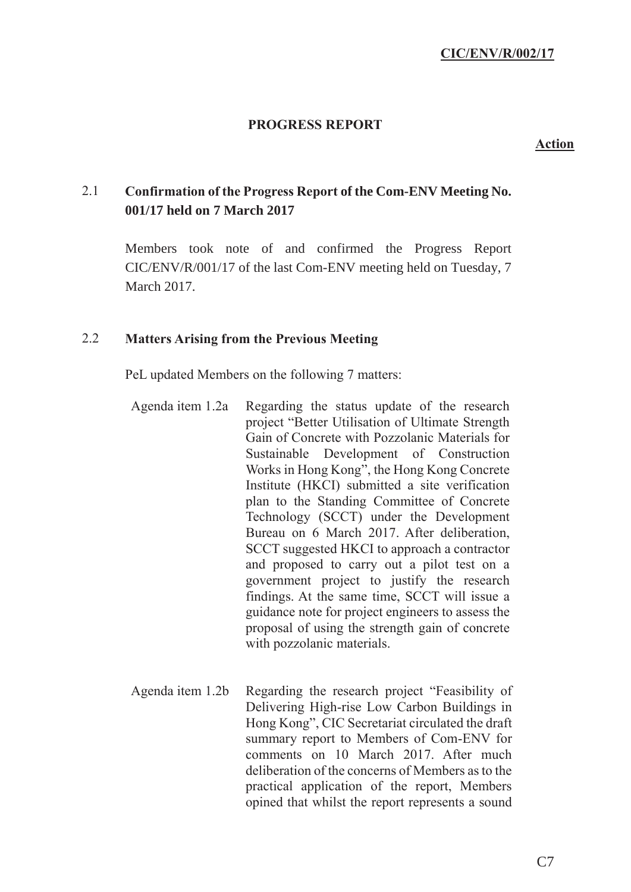CIC/ENV/R/002/17

## PROGRESS REPORT

**Action**

### 2.1 Confirmation of the Progress Report of the Com-ENV Meeting No. 001/17 held on 7 March 2017

Members took note of and confirmed the Progress Report CIC/ENV/R/001/17 of the last Com-ENV meeting held on Tuesday, 7 March 2017.

### 2.2 Matters Arising from the Previous Meeting

PeL updated Members on the following 7 matters:

Agenda item 1.2a — Regarding the status update of the research project "Better Utilisation of Ultimate Strength Gain of Concrete with Pozzolanic Materials for Sustainable Development of Construction Works in Hong Kong", the Hong Kong Concrete Institute (HKCI) submitted a site verification plan to the Standing Committee of Concrete Technology (SCCT) under the Development Bureau on 6 March 2017. After deliberation, SCCT suggested HKCI to approach a contractor and proposed to carry out a pilot test on a government project to justify the research findings. At the same time, SCCT will issue a guidance note for project engineers to assess the proposal of using the strength gain of concrete with pozzolanic materials.

Agenda item 1.2b — Regarding the research project "Feasibility of Delivering High-rise Low Carbon Buildings in Hong Kong", CIC Secretariat circulated the draft summary report to Members of Com-ENV for comments on 10 March 2017. After much deliberation of the concerns of Members as to the practical application of the report, Members opined that whilst the report represents a sound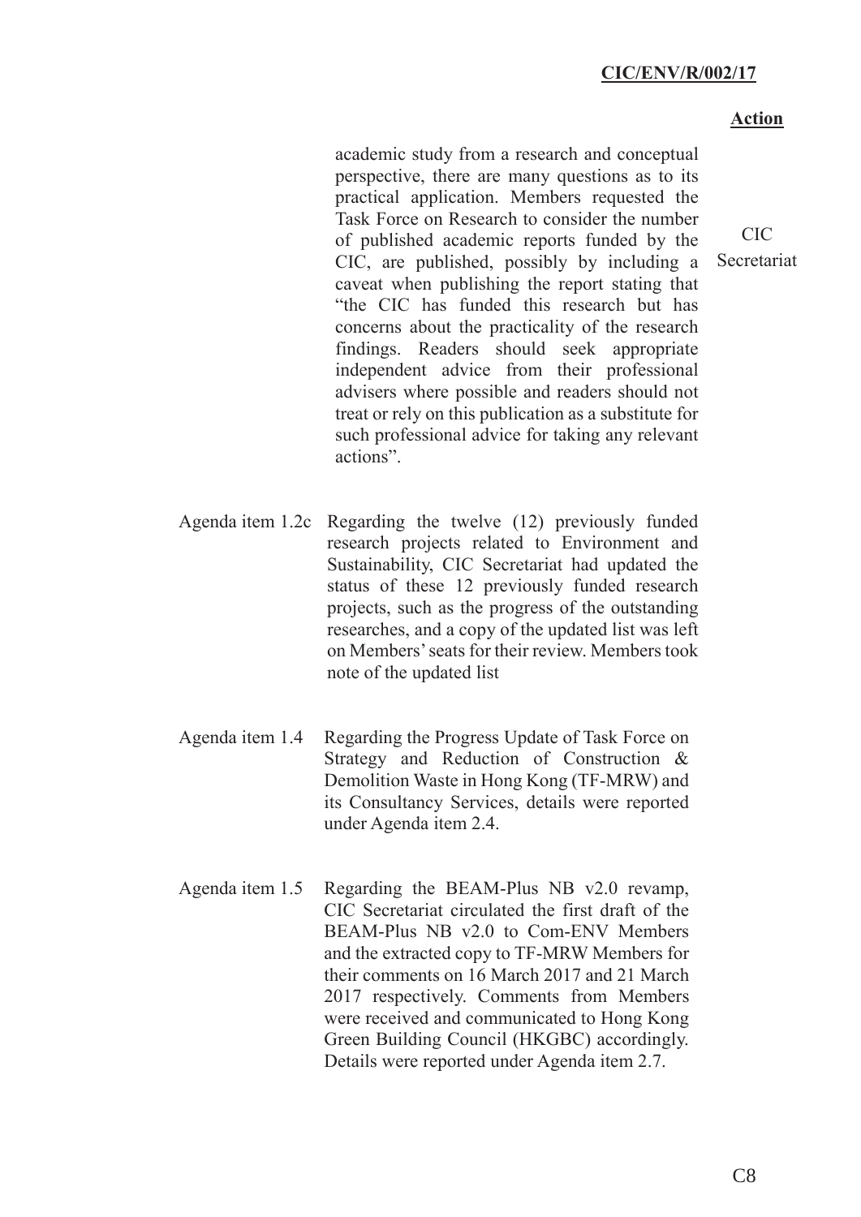| | | **Action** |
|---|---|---|
| | academic study from a research and conceptual perspective, there are many questions as to its practical application. Members requested the Task Force on Research to consider the number of published academic reports funded by the CIC, are published, possibly by including a caveat when publishing the report stating that "the CIC has funded this research but has concerns about the practicality of the research findings. Readers should seek appropriate independent advice from their professional advisers where possible and readers should not treat or rely on this publication as a substitute for such professional advice for taking any relevant actions". | CIC Secretariat |
| Agenda item 1.2c | Regarding the twelve (12) previously funded research projects related to Environment and Sustainability, CIC Secretariat had updated the status of these 12 previously funded research projects, such as the progress of the outstanding researches, and a copy of the updated list was left on Members' seats for their review. Members took note of the updated list | |
| Agenda item 1.4 | Regarding the Progress Update of Task Force on Strategy and Reduction of Construction & Demolition Waste in Hong Kong (TF-MRW) and its Consultancy Services, details were reported under Agenda item 2.4. | |
| Agenda item 1.5 | Regarding the BEAM-Plus NB v2.0 revamp, CIC Secretariat circulated the first draft of the BEAM-Plus NB v2.0 to Com-ENV Members and the extracted copy to TF-MRW Members for their comments on 16 March 2017 and 21 March 2017 respectively. Comments from Members were received and communicated to Hong Kong Green Building Council (HKGBC) accordingly. Details were reported under Agenda item 2.7. | |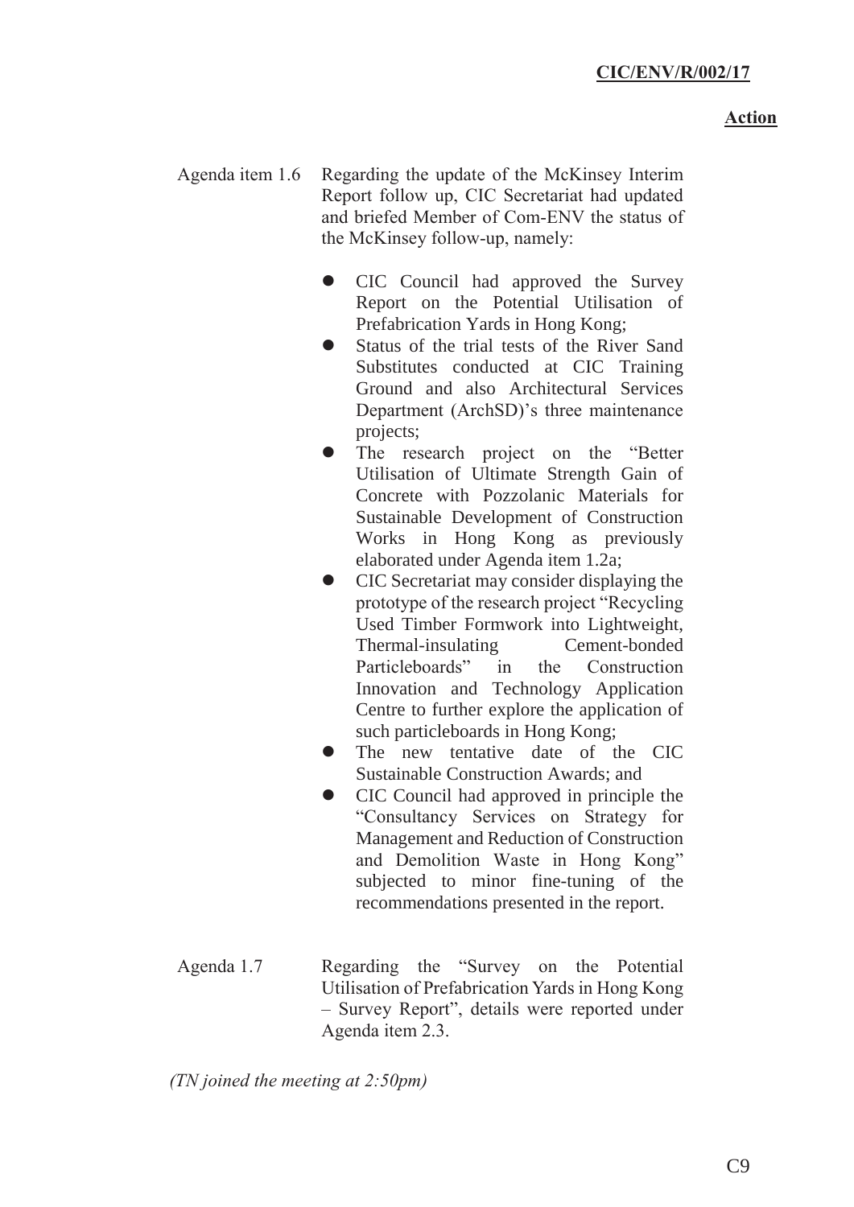**Action**

Agenda item 1.6 Regarding the update of the McKinsey Interim Report follow up, CIC Secretariat had updated and briefed Member of Com-ENV the status of the McKinsey follow-up, namely:

- CIC Council had approved the Survey Report on the Potential Utilisation of Prefabrication Yards in Hong Kong;
- Status of the trial tests of the River Sand Substitutes conducted at CIC Training Ground and also Architectural Services Department (ArchSD)'s three maintenance projects;
- The research project on the "Better Utilisation of Ultimate Strength Gain of Concrete with Pozzolanic Materials for Sustainable Development of Construction Works in Hong Kong as previously elaborated under Agenda item 1.2a;
- CIC Secretariat may consider displaying the prototype of the research project "Recycling Used Timber Formwork into Lightweight, Thermal-insulating Cement-bonded Particleboards" in the Construction Innovation and Technology Application Centre to further explore the application of such particleboards in Hong Kong;
- The new tentative date of the CIC Sustainable Construction Awards; and
- CIC Council had approved in principle the "Consultancy Services on Strategy for Management and Reduction of Construction and Demolition Waste in Hong Kong" subjected to minor fine-tuning of the recommendations presented in the report.

Agenda 1.7 Regarding the "Survey on the Potential Utilisation of Prefabrication Yards in Hong Kong – Survey Report", details were reported under Agenda item 2.3.

*(TN joined the meeting at 2:50pm)*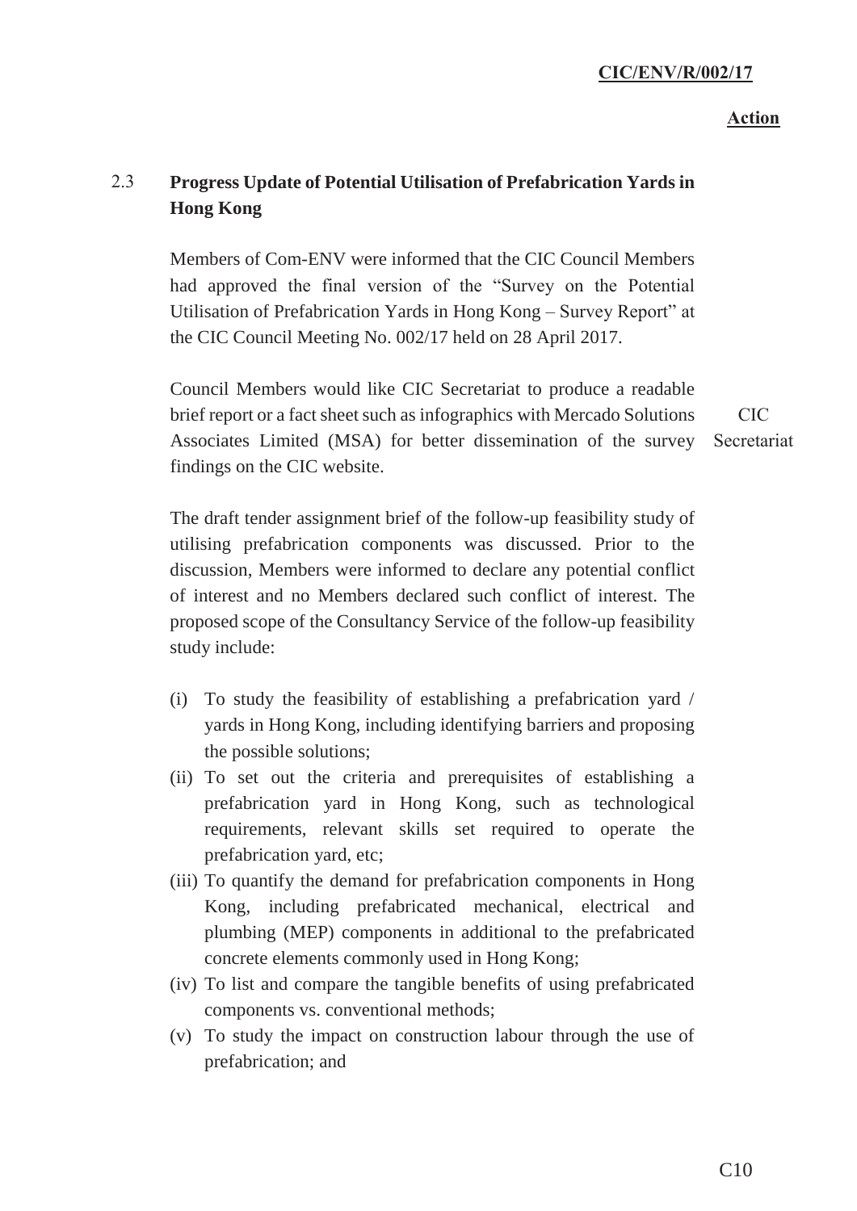**Action**

### 2.3 Progress Update of Potential Utilisation of Prefabrication Yards in Hong Kong

Members of Com-ENV were informed that the CIC Council Members had approved the final version of the "Survey on the Potential Utilisation of Prefabrication Yards in Hong Kong – Survey Report" at the CIC Council Meeting No. 002/17 held on 28 April 2017.

Council Members would like CIC Secretariat to produce a readable brief report or a fact sheet such as infographics with Mercado Solutions Associates Limited (MSA) for better dissemination of the survey findings on the CIC website. — **Action: CIC Secretariat**

The draft tender assignment brief of the follow-up feasibility study of utilising prefabrication components was discussed. Prior to the discussion, Members were informed to declare any potential conflict of interest and no Members declared such conflict of interest. The proposed scope of the Consultancy Service of the follow-up feasibility study include:

(i) To study the feasibility of establishing a prefabrication yard / yards in Hong Kong, including identifying barriers and proposing the possible solutions;

(ii) To set out the criteria and prerequisites of establishing a prefabrication yard in Hong Kong, such as technological requirements, relevant skills set required to operate the prefabrication yard, etc;

(iii) To quantify the demand for prefabrication components in Hong Kong, including prefabricated mechanical, electrical and plumbing (MEP) components in additional to the prefabricated concrete elements commonly used in Hong Kong;

(iv) To list and compare the tangible benefits of using prefabricated components vs. conventional methods;

(v) To study the impact on construction labour through the use of prefabrication; and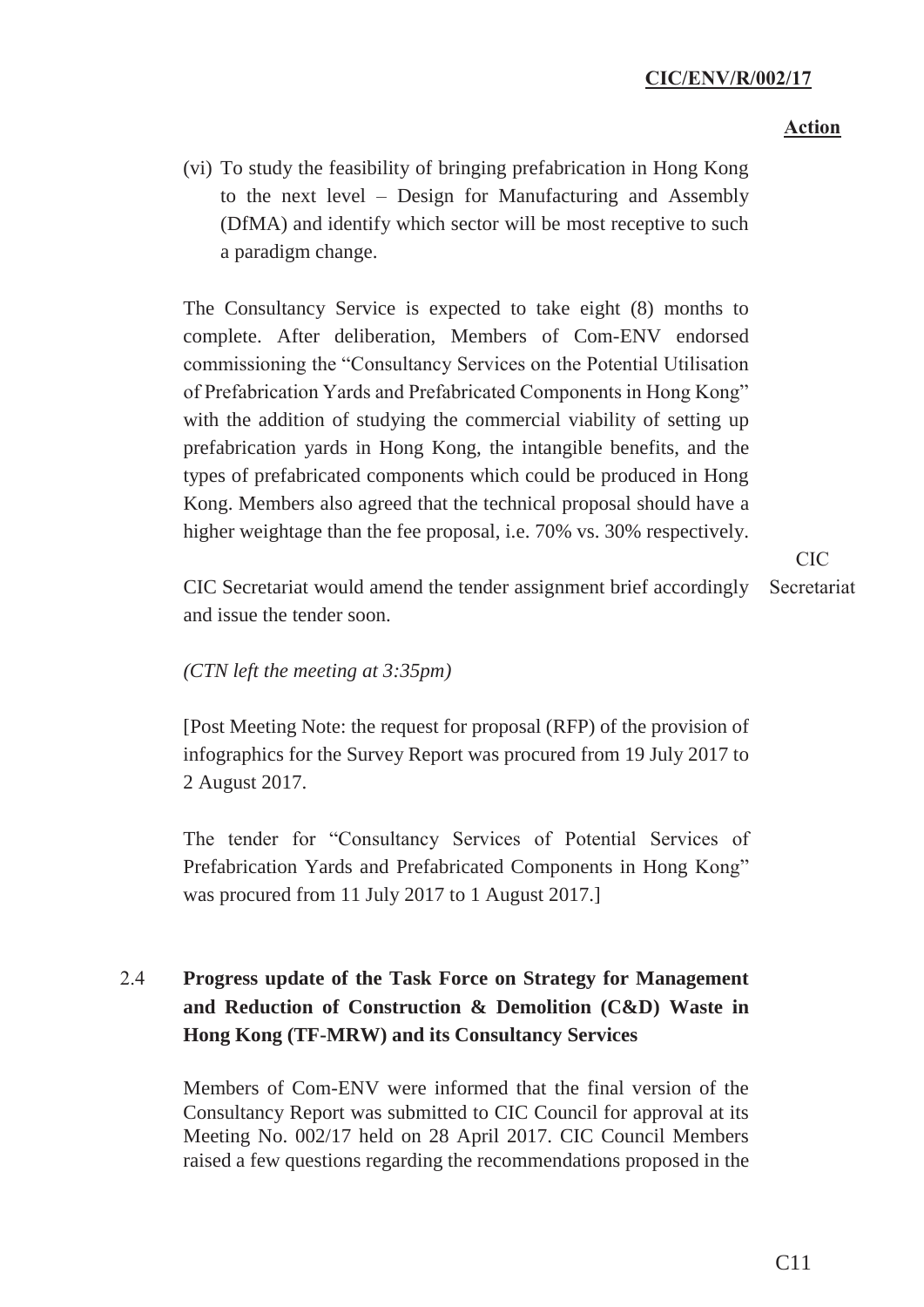**Action**

(vi) To study the feasibility of bringing prefabrication in Hong Kong to the next level – Design for Manufacturing and Assembly (DfMA) and identify which sector will be most receptive to such a paradigm change.

The Consultancy Service is expected to take eight (8) months to complete. After deliberation, Members of Com-ENV endorsed commissioning the "Consultancy Services on the Potential Utilisation of Prefabrication Yards and Prefabricated Components in Hong Kong" with the addition of studying the commercial viability of setting up prefabrication yards in Hong Kong, the intangible benefits, and the types of prefabricated components which could be produced in Hong Kong. Members also agreed that the technical proposal should have a higher weightage than the fee proposal, i.e. 70% vs. 30% respectively.

CIC Secretariat would amend the tender assignment brief accordingly and issue the tender soon. — **CIC Secretariat**

*(CTN left the meeting at 3:35pm)*

[Post Meeting Note: the request for proposal (RFP) of the provision of infographics for the Survey Report was procured from 19 July 2017 to 2 August 2017.

The tender for "Consultancy Services of Potential Services of Prefabrication Yards and Prefabricated Components in Hong Kong" was procured from 11 July 2017 to 1 August 2017.]

### 2.4 Progress update of the Task Force on Strategy for Management and Reduction of Construction & Demolition (C&D) Waste in Hong Kong (TF-MRW) and its Consultancy Services

Members of Com-ENV were informed that the final version of the Consultancy Report was submitted to CIC Council for approval at its Meeting No. 002/17 held on 28 April 2017. CIC Council Members raised a few questions regarding the recommendations proposed in the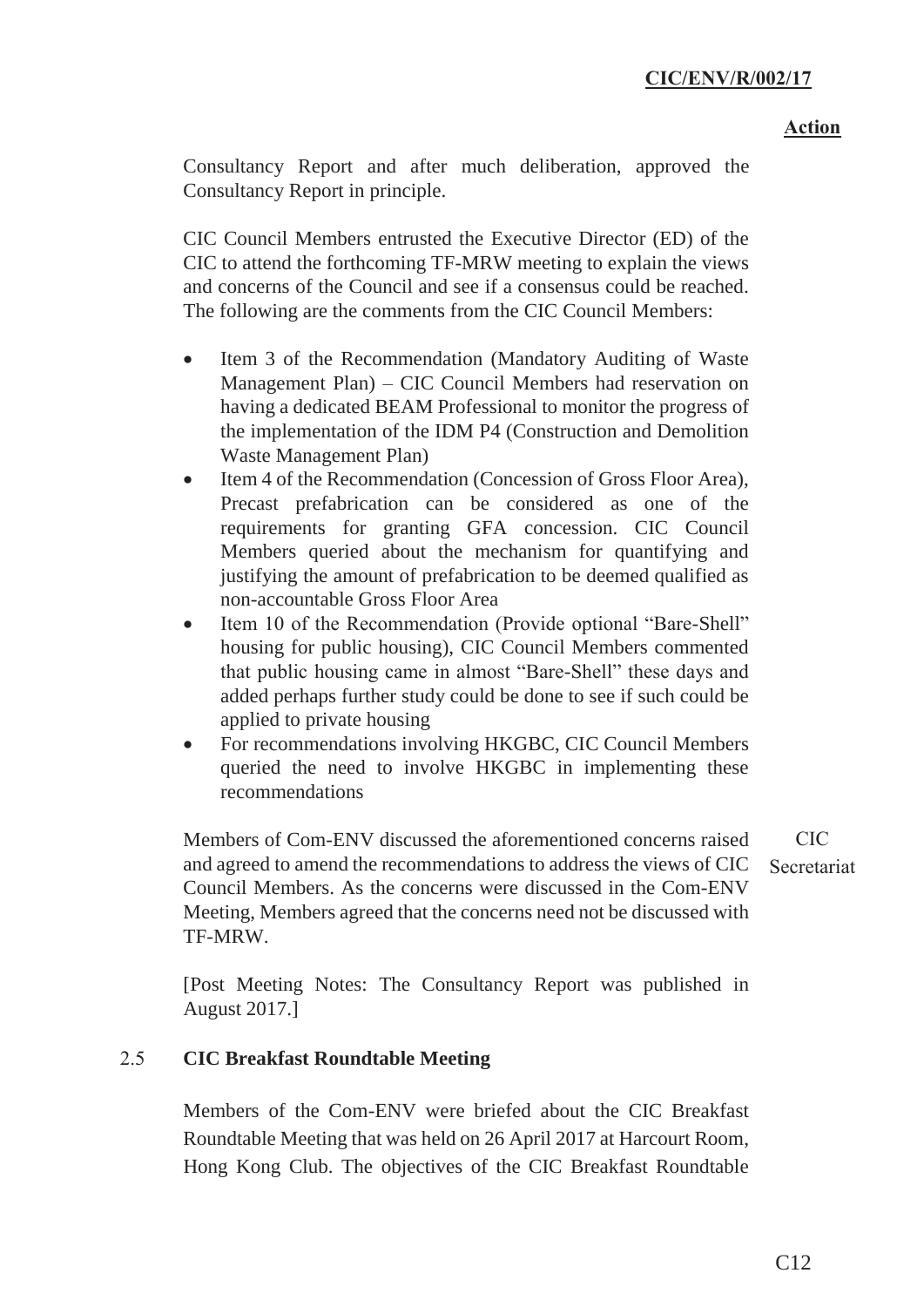Consultancy Report and after much deliberation, approved the Consultancy Report in principle.

CIC Council Members entrusted the Executive Director (ED) of the CIC to attend the forthcoming TF-MRW meeting to explain the views and concerns of the Council and see if a consensus could be reached. The following are the comments from the CIC Council Members:

- Item 3 of the Recommendation (Mandatory Auditing of Waste Management Plan) – CIC Council Members had reservation on having a dedicated BEAM Professional to monitor the progress of the implementation of the IDM P4 (Construction and Demolition Waste Management Plan)
- Item 4 of the Recommendation (Concession of Gross Floor Area), Precast prefabrication can be considered as one of the requirements for granting GFA concession. CIC Council Members queried about the mechanism for quantifying and justifying the amount of prefabrication to be deemed qualified as non-accountable Gross Floor Area
- Item 10 of the Recommendation (Provide optional "Bare-Shell" housing for public housing), CIC Council Members commented that public housing came in almost "Bare-Shell" these days and added perhaps further study could be done to see if such could be applied to private housing
- For recommendations involving HKGBC, CIC Council Members queried the need to involve HKGBC in implementing these recommendations

Members of Com-ENV discussed the aforementioned concerns raised and agreed to amend the recommendations to address the views of CIC Council Members. As the concerns were discussed in the Com-ENV Meeting, Members agreed that the concerns need not be discussed with TF-MRW. **Action: CIC Secretariat**

[Post Meeting Notes: The Consultancy Report was published in August 2017.]

## 2.5 CIC Breakfast Roundtable Meeting

Members of the Com-ENV were briefed about the CIC Breakfast Roundtable Meeting that was held on 26 April 2017 at Harcourt Room, Hong Kong Club. The objectives of the CIC Breakfast Roundtable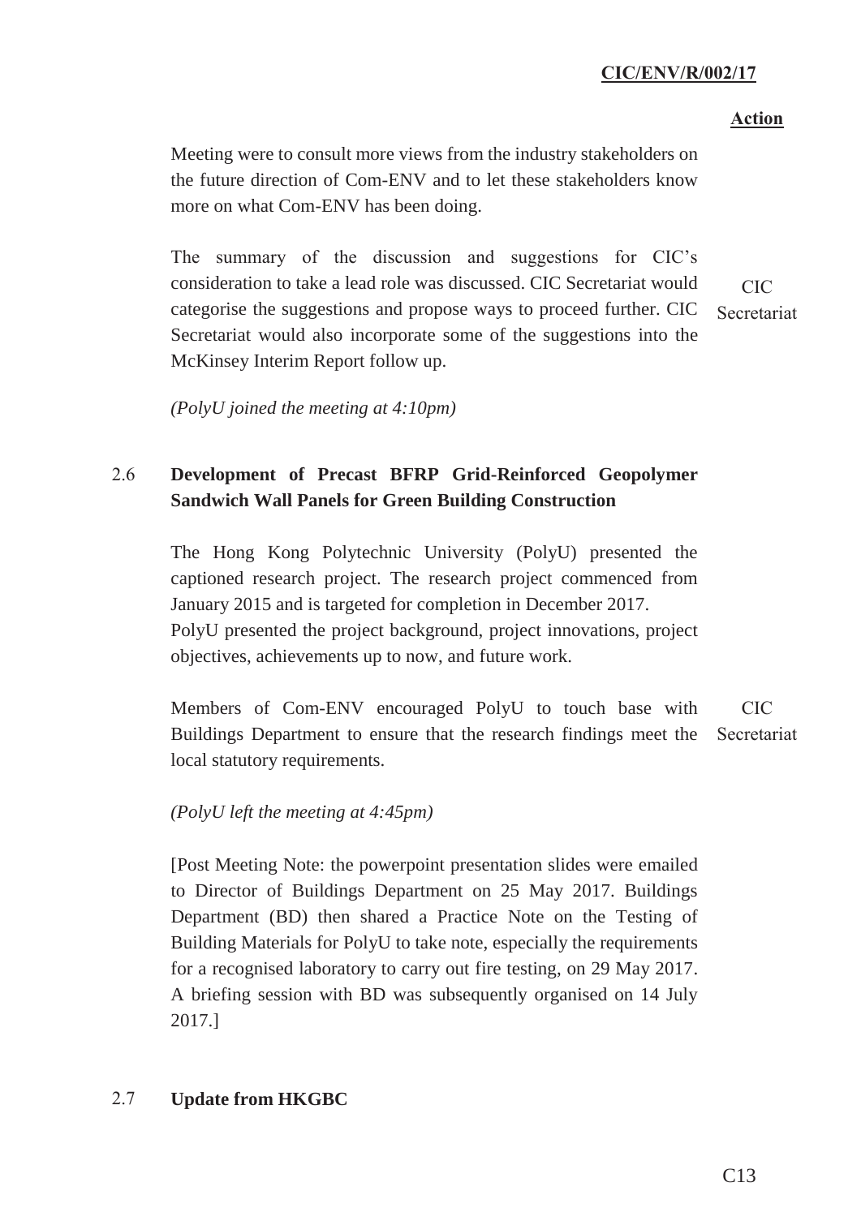Meeting were to consult more views from the industry stakeholders on the future direction of Com-ENV and to let these stakeholders know more on what Com-ENV has been doing.

The summary of the discussion and suggestions for CIC's consideration to take a lead role was discussed. CIC Secretariat would categorise the suggestions and propose ways to proceed further. CIC Secretariat would also incorporate some of the suggestions into the McKinsey Interim Report follow up. **Action: CIC Secretariat**

*(PolyU joined the meeting at 4:10pm)*

### 2.6 Development of Precast BFRP Grid-Reinforced Geopolymer Sandwich Wall Panels for Green Building Construction

The Hong Kong Polytechnic University (PolyU) presented the captioned research project. The research project commenced from January 2015 and is targeted for completion in December 2017. PolyU presented the project background, project innovations, project objectives, achievements up to now, and future work.

Members of Com-ENV encouraged PolyU to touch base with Buildings Department to ensure that the research findings meet the local statutory requirements. **Action: CIC Secretariat**

*(PolyU left the meeting at 4:45pm)*

[Post Meeting Note: the powerpoint presentation slides were emailed to Director of Buildings Department on 25 May 2017. Buildings Department (BD) then shared a Practice Note on the Testing of Building Materials for PolyU to take note, especially the requirements for a recognised laboratory to carry out fire testing, on 29 May 2017. A briefing session with BD was subsequently organised on 14 July 2017.]

### 2.7 Update from HKGBC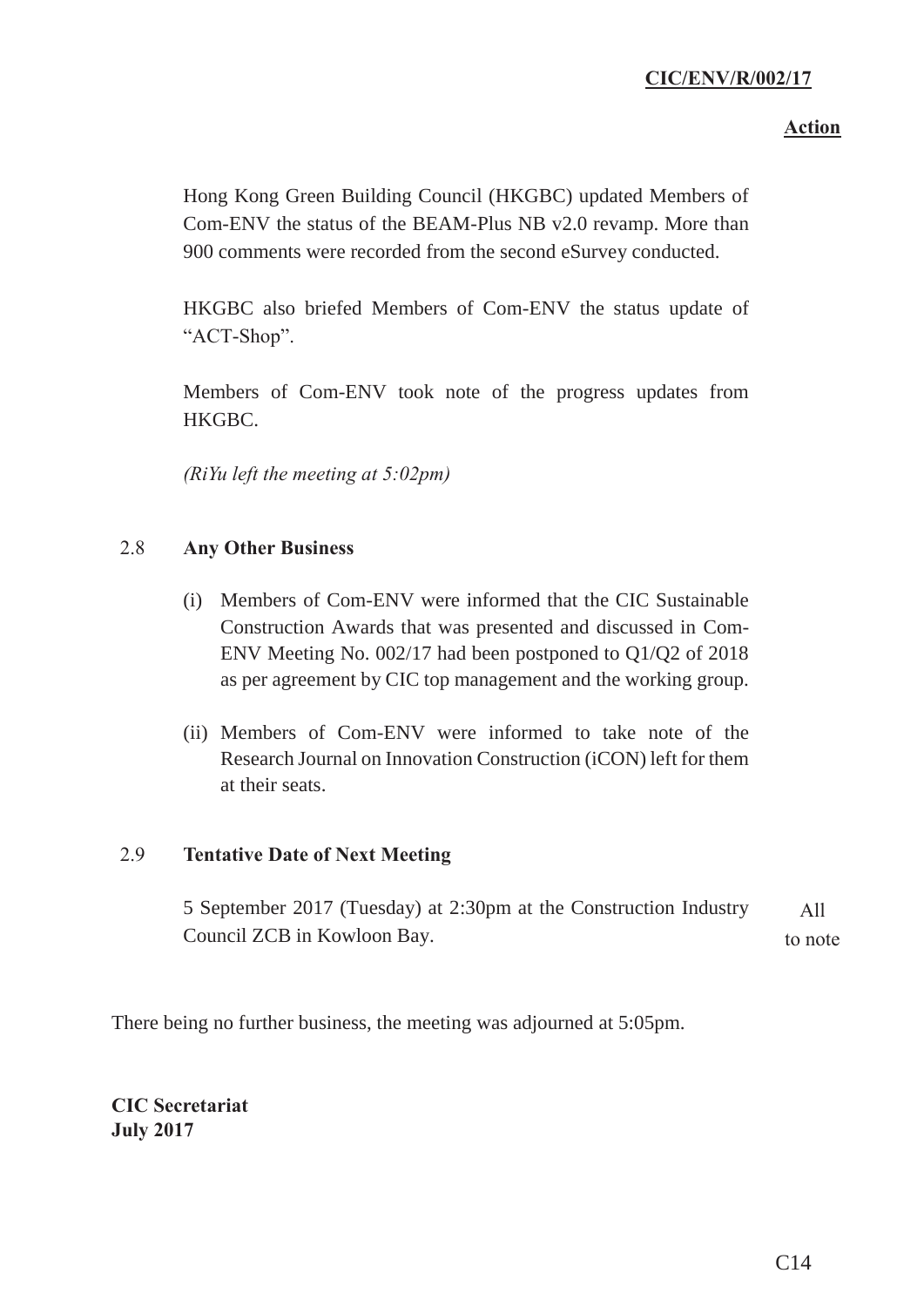**Action**

Hong Kong Green Building Council (HKGBC) updated Members of Com-ENV the status of the BEAM-Plus NB v2.0 revamp. More than 900 comments were recorded from the second eSurvey conducted.

HKGBC also briefed Members of Com-ENV the status update of "ACT-Shop".

Members of Com-ENV took note of the progress updates from HKGBC.

*(RiYu left the meeting at 5:02pm)*

2.8 **Any Other Business**

(i) Members of Com-ENV were informed that the CIC Sustainable Construction Awards that was presented and discussed in Com-ENV Meeting No. 002/17 had been postponed to Q1/Q2 of 2018 as per agreement by CIC top management and the working group.

(ii) Members of Com-ENV were informed to take note of the Research Journal on Innovation Construction (iCON) left for them at their seats.

2.9 **Tentative Date of Next Meeting**

5 September 2017 (Tuesday) at 2:30pm at the Construction Industry Council ZCB in Kowloon Bay. — All to note

There being no further business, the meeting was adjourned at 5:05pm.

**CIC Secretariat**
**July 2017**